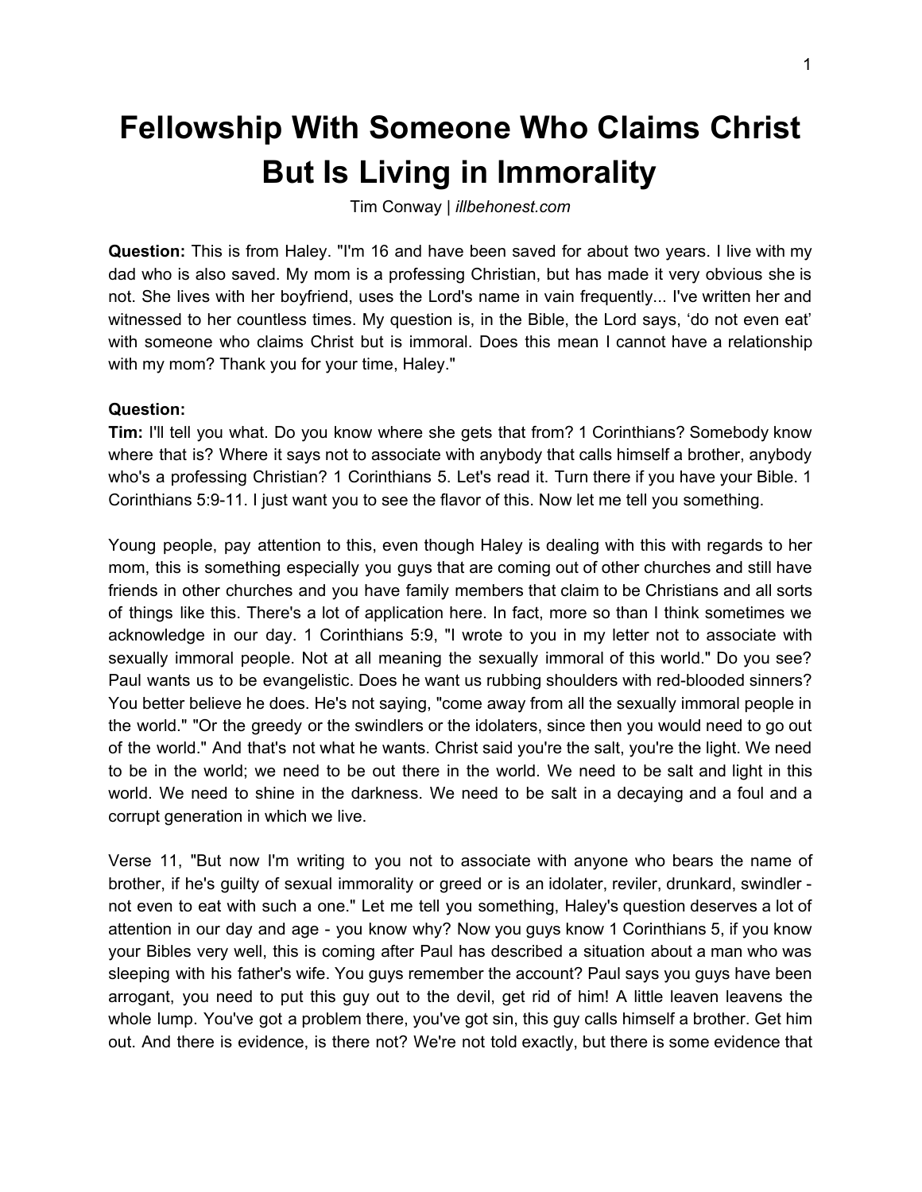# Fellowship With Someone Who Claims Christ But Is Living in Immorality

Tim Conway | *illbehonest.com*

**Question:** This is from Haley. "I'm 16 and have been saved for about two years. I live with my dad who is also saved. My mom is a professing Christian, but has made it very obvious she is not. She lives with her boyfriend, uses the Lord's name in vain frequently... I've written her and witnessed to her countless times. My question is, in the Bible, the Lord says, 'do not even eat' with someone who claims Christ but is immoral. Does this mean I cannot have a relationship with my mom? Thank you for your time, Haley."

**Question:**
**Tim:** I'll tell you what. Do you know where she gets that from? 1 Corinthians? Somebody know where that is? Where it says not to associate with anybody that calls himself a brother, anybody who's a professing Christian? 1 Corinthians 5. Let's read it. Turn there if you have your Bible. 1 Corinthians 5:9-11. I just want you to see the flavor of this. Now let me tell you something.

Young people, pay attention to this, even though Haley is dealing with this with regards to her mom, this is something especially you guys that are coming out of other churches and still have friends in other churches and you have family members that claim to be Christians and all sorts of things like this. There's a lot of application here. In fact, more so than I think sometimes we acknowledge in our day. 1 Corinthians 5:9, "I wrote to you in my letter not to associate with sexually immoral people. Not at all meaning the sexually immoral of this world." Do you see? Paul wants us to be evangelistic. Does he want us rubbing shoulders with red-blooded sinners? You better believe he does. He's not saying, "come away from all the sexually immoral people in the world." "Or the greedy or the swindlers or the idolaters, since then you would need to go out of the world." And that's not what he wants. Christ said you're the salt, you're the light. We need to be in the world; we need to be out there in the world. We need to be salt and light in this world. We need to shine in the darkness. We need to be salt in a decaying and a foul and a corrupt generation in which we live.

Verse 11, "But now I'm writing to you not to associate with anyone who bears the name of brother, if he's guilty of sexual immorality or greed or is an idolater, reviler, drunkard, swindler - not even to eat with such a one." Let me tell you something, Haley's question deserves a lot of attention in our day and age - you know why? Now you guys know 1 Corinthians 5, if you know your Bibles very well, this is coming after Paul has described a situation about a man who was sleeping with his father's wife. You guys remember the account? Paul says you guys have been arrogant, you need to put this guy out to the devil, get rid of him! A little leaven leavens the whole lump. You've got a problem there, you've got sin, this guy calls himself a brother. Get him out. And there is evidence, is there not? We're not told exactly, but there is some evidence that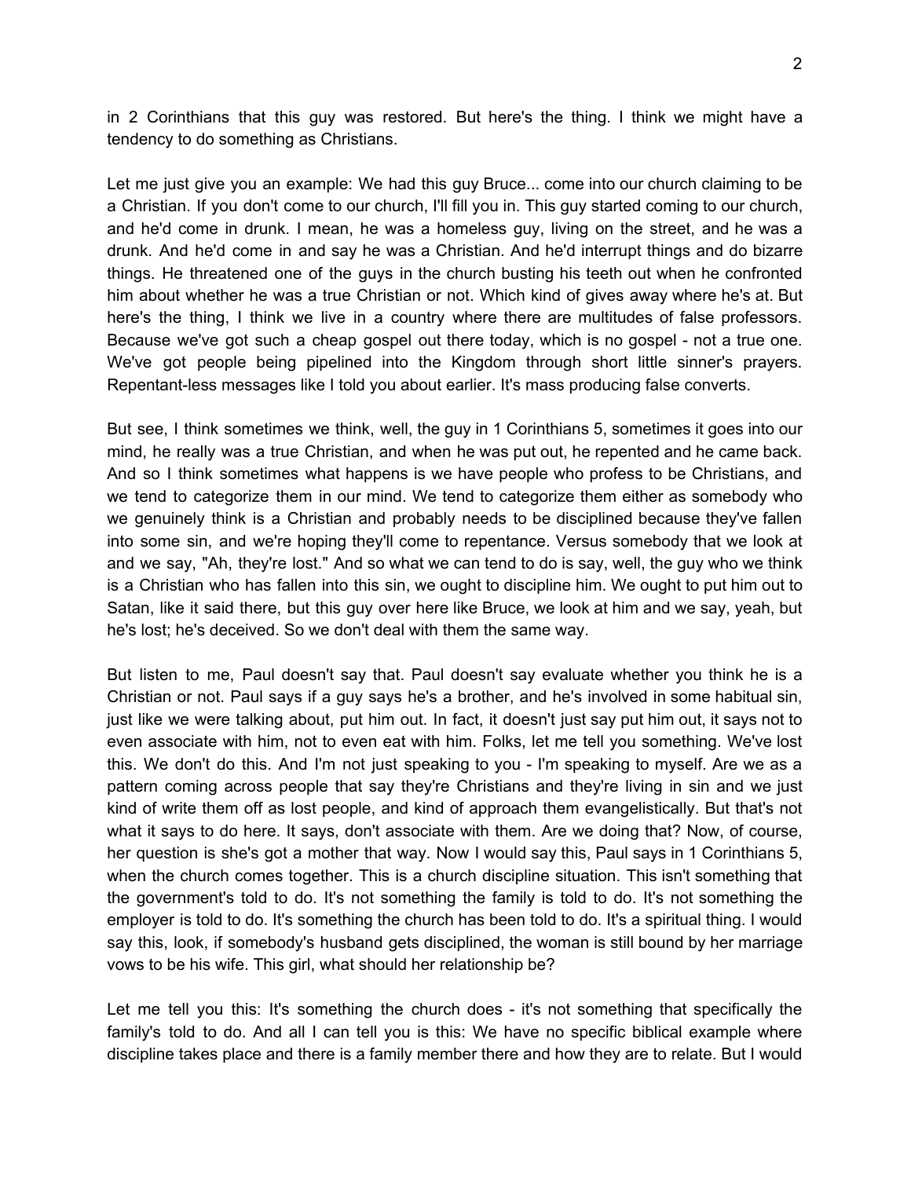in 2 Corinthians that this guy was restored. But here's the thing. I think we might have a tendency to do something as Christians.

Let me just give you an example: We had this guy Bruce... come into our church claiming to be a Christian. If you don't come to our church, I'll fill you in. This guy started coming to our church, and he'd come in drunk. I mean, he was a homeless guy, living on the street, and he was a drunk. And he'd come in and say he was a Christian. And he'd interrupt things and do bizarre things. He threatened one of the guys in the church busting his teeth out when he confronted him about whether he was a true Christian or not. Which kind of gives away where he's at. But here's the thing, I think we live in a country where there are multitudes of false professors. Because we've got such a cheap gospel out there today, which is no gospel - not a true one. We've got people being pipelined into the Kingdom through short little sinner's prayers. Repentant-less messages like I told you about earlier. It's mass producing false converts.

But see, I think sometimes we think, well, the guy in 1 Corinthians 5, sometimes it goes into our mind, he really was a true Christian, and when he was put out, he repented and he came back. And so I think sometimes what happens is we have people who profess to be Christians, and we tend to categorize them in our mind. We tend to categorize them either as somebody who we genuinely think is a Christian and probably needs to be disciplined because they've fallen into some sin, and we're hoping they'll come to repentance. Versus somebody that we look at and we say, "Ah, they're lost." And so what we can tend to do is say, well, the guy who we think is a Christian who has fallen into this sin, we ought to discipline him. We ought to put him out to Satan, like it said there, but this guy over here like Bruce, we look at him and we say, yeah, but he's lost; he's deceived. So we don't deal with them the same way.

But listen to me, Paul doesn't say that. Paul doesn't say evaluate whether you think he is a Christian or not. Paul says if a guy says he's a brother, and he's involved in some habitual sin, just like we were talking about, put him out. In fact, it doesn't just say put him out, it says not to even associate with him, not to even eat with him. Folks, let me tell you something. We've lost this. We don't do this. And I'm not just speaking to you - I'm speaking to myself. Are we as a pattern coming across people that say they're Christians and they're living in sin and we just kind of write them off as lost people, and kind of approach them evangelistically. But that's not what it says to do here. It says, don't associate with them. Are we doing that? Now, of course, her question is she's got a mother that way. Now I would say this, Paul says in 1 Corinthians 5, when the church comes together. This is a church discipline situation. This isn't something that the government's told to do. It's not something the family is told to do. It's not something the employer is told to do. It's something the church has been told to do. It's a spiritual thing. I would say this, look, if somebody's husband gets disciplined, the woman is still bound by her marriage vows to be his wife. This girl, what should her relationship be?

Let me tell you this: It's something the church does - it's not something that specifically the family's told to do. And all I can tell you is this: We have no specific biblical example where discipline takes place and there is a family member there and how they are to relate. But I would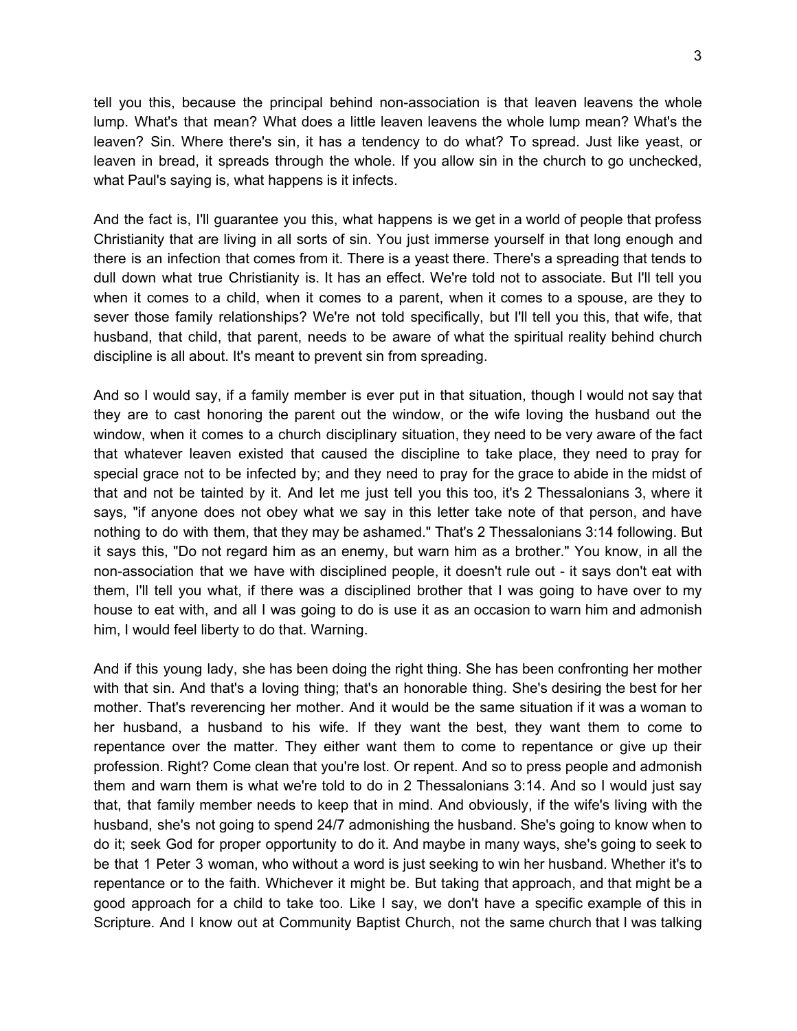tell you this, because the principal behind non-association is that leaven leavens the whole lump. What's that mean? What does a little leaven leavens the whole lump mean? What's the leaven? Sin. Where there's sin, it has a tendency to do what? To spread. Just like yeast, or leaven in bread, it spreads through the whole. If you allow sin in the church to go unchecked, what Paul's saying is, what happens is it infects.

And the fact is, I'll guarantee you this, what happens is we get in a world of people that profess Christianity that are living in all sorts of sin. You just immerse yourself in that long enough and there is an infection that comes from it. There is a yeast there. There's a spreading that tends to dull down what true Christianity is. It has an effect. We're told not to associate. But I'll tell you when it comes to a child, when it comes to a parent, when it comes to a spouse, are they to sever those family relationships? We're not told specifically, but I'll tell you this, that wife, that husband, that child, that parent, needs to be aware of what the spiritual reality behind church discipline is all about. It's meant to prevent sin from spreading.

And so I would say, if a family member is ever put in that situation, though I would not say that they are to cast honoring the parent out the window, or the wife loving the husband out the window, when it comes to a church disciplinary situation, they need to be very aware of the fact that whatever leaven existed that caused the discipline to take place, they need to pray for special grace not to be infected by; and they need to pray for the grace to abide in the midst of that and not be tainted by it. And let me just tell you this too, it's 2 Thessalonians 3, where it says, "if anyone does not obey what we say in this letter take note of that person, and have nothing to do with them, that they may be ashamed." That's 2 Thessalonians 3:14 following. But it says this, "Do not regard him as an enemy, but warn him as a brother." You know, in all the non-association that we have with disciplined people, it doesn't rule out - it says don't eat with them, I'll tell you what, if there was a disciplined brother that I was going to have over to my house to eat with, and all I was going to do is use it as an occasion to warn him and admonish him, I would feel liberty to do that. Warning.

And if this young lady, she has been doing the right thing. She has been confronting her mother with that sin. And that's a loving thing; that's an honorable thing. She's desiring the best for her mother. That's reverencing her mother. And it would be the same situation if it was a woman to her husband, a husband to his wife. If they want the best, they want them to come to repentance over the matter. They either want them to come to repentance or give up their profession. Right? Come clean that you're lost. Or repent. And so to press people and admonish them and warn them is what we're told to do in 2 Thessalonians 3:14. And so I would just say that, that family member needs to keep that in mind. And obviously, if the wife's living with the husband, she's not going to spend 24/7 admonishing the husband. She's going to know when to do it; seek God for proper opportunity to do it. And maybe in many ways, she's going to seek to be that 1 Peter 3 woman, who without a word is just seeking to win her husband. Whether it's to repentance or to the faith. Whichever it might be. But taking that approach, and that might be a good approach for a child to take too. Like I say, we don't have a specific example of this in Scripture. And I know out at Community Baptist Church, not the same church that I was talking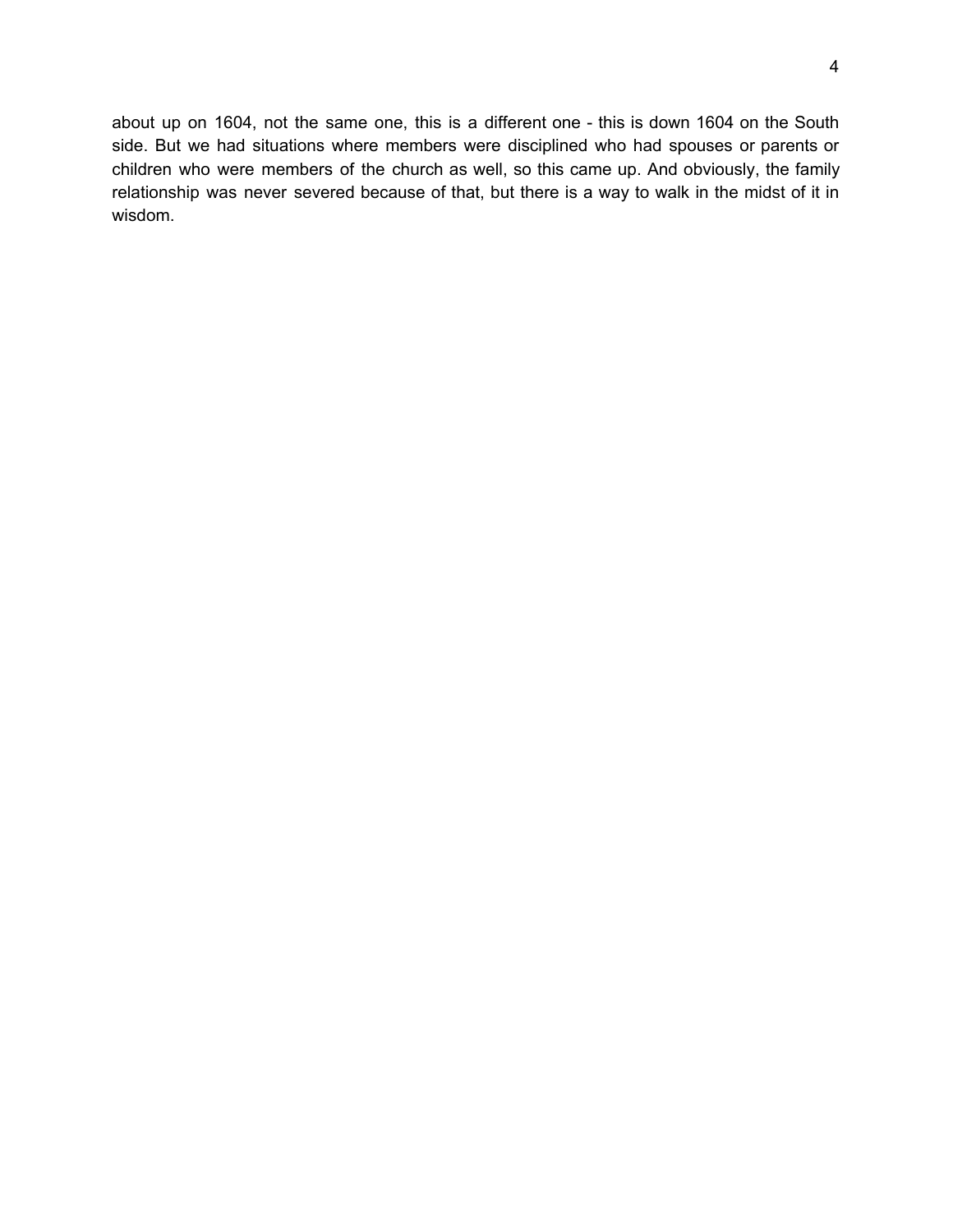about up on 1604, not the same one, this is a different one - this is down 1604 on the South side. But we had situations where members were disciplined who had spouses or parents or children who were members of the church as well, so this came up. And obviously, the family relationship was never severed because of that, but there is a way to walk in the midst of it in wisdom.